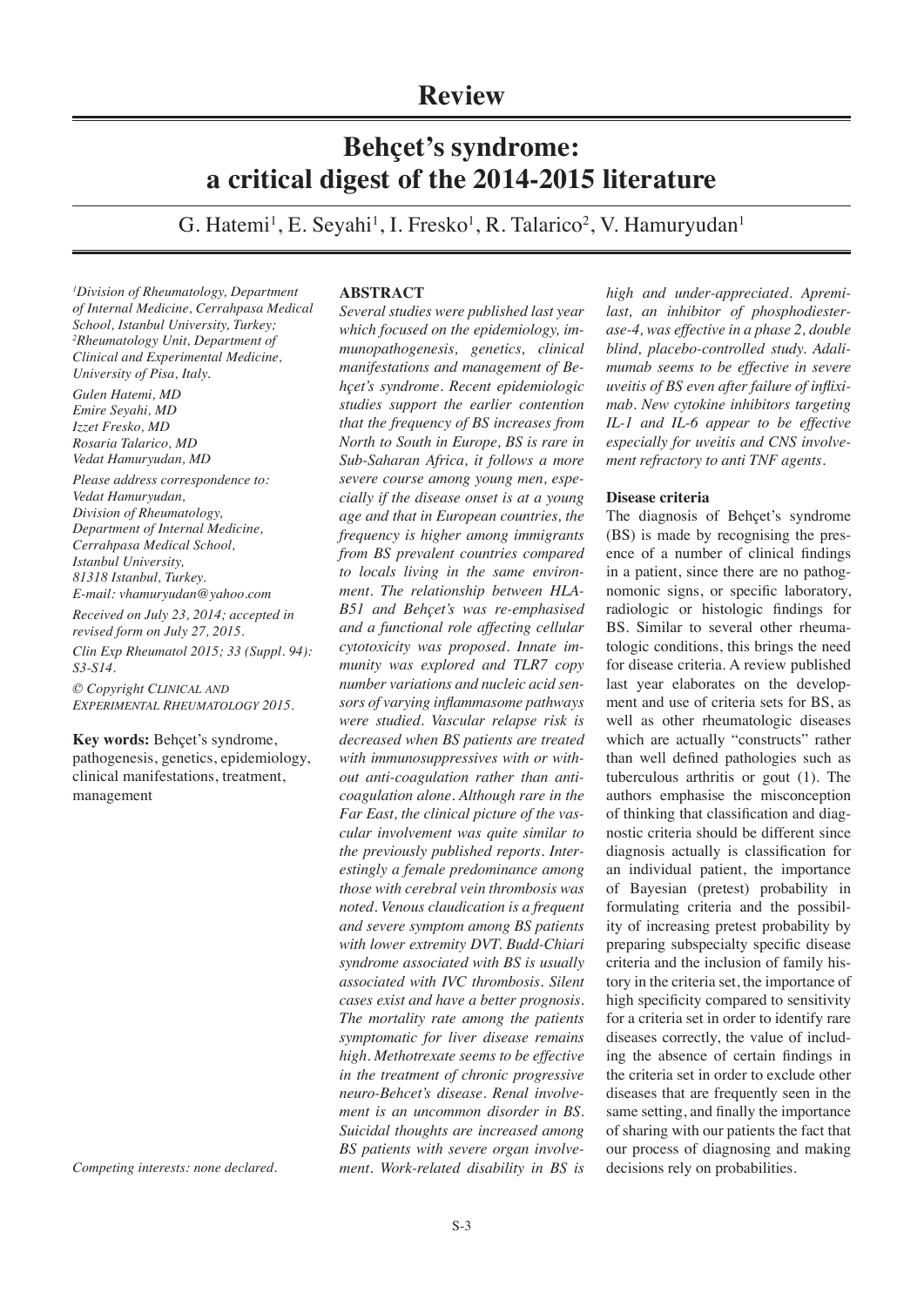# Review

## Behçet's syndrome: a critical digest of the 2014-2015 literature

G. Hatemi[1], E. Seyahi[1], I. Fresko[1], R. Talarico[2], V. Hamuryudan[1]

*[1]Division of Rheumatology, Department of Internal Medicine, Cerrahpasa Medical School, Istanbul University, Turkey; [2]Rheumatology Unit, Department of Clinical and Experimental Medicine, University of Pisa, Italy.*

*Gulen Hatemi, MD*
*Emire Seyahi, MD*
*Izzet Fresko, MD*
*Rosaria Talarico, MD*
*Vedat Hamuryudan, MD*

*Please address correspondence to: Vedat Hamuryudan, Division of Rheumatology, Department of Internal Medicine, Cerrahpasa Medical School, Istanbul University, 81318 Istanbul, Turkey. E-mail: vhamuryudan@yahoo.com*

*Received on July 23, 2014; accepted in revised form on July 27, 2015.*

*Clin Exp Rheumatol 2015; 33 (Suppl. 94): S3-S14.*

*© Copyright Clinical and Experimental Rheumatology 2015.*

**Key words:** Behçet's syndrome, pathogenesis, genetics, epidemiology, clinical manifestations, treatment, management

*Competing interests: none declared.*

### ABSTRACT

*Several studies were published last year which focused on the epidemiology, immunopathogenesis, genetics, clinical manifestations and management of Behçet's syndrome. Recent epidemiologic studies support the earlier contention that the frequency of BS increases from North to South in Europe, BS is rare in Sub-Saharan Africa, it follows a more severe course among young men, especially if the disease onset is at a young age and that in European countries, the frequency is higher among immigrants from BS prevalent countries compared to locals living in the same environment. The relationship between HLA-B51 and Behçet's was re-emphasised and a functional role affecting cellular cytotoxicity was proposed. Innate immunity was explored and TLR7 copy number variations and nucleic acid sensors of varying inflammasome pathways were studied. Vascular relapse risk is decreased when BS patients are treated with immunosuppressives with or without anti-coagulation rather than anticoagulation alone. Although rare in the Far East, the clinical picture of the vascular involvement was quite similar to the previously published reports. Interestingly a female predominance among those with cerebral vein thrombosis was noted. Venous claudication is a frequent and severe symptom among BS patients with lower extremity DVT. Budd-Chiari syndrome associated with BS is usually associated with IVC thrombosis. Silent cases exist and have a better prognosis. The mortality rate among the patients symptomatic for liver disease remains high. Methotrexate seems to be effective in the treatment of chronic progressive neuro-Behcet's disease. Renal involvement is an uncommon disorder in BS. Suicidal thoughts are increased among BS patients with severe organ involvement. Work-related disability in BS is high and under-appreciated. Apremilast, an inhibitor of phosphodiesterase-4, was effective in a phase 2, double blind, placebo-controlled study. Adalimumab seems to be effective in severe uveitis of BS even after failure of infliximab. New cytokine inhibitors targeting IL-1 and IL-6 appear to be effective especially for uveitis and CNS involvement refractory to anti TNF agents.*

### Disease criteria

The diagnosis of Behçet's syndrome (BS) is made by recognising the presence of a number of clinical findings in a patient, since there are no pathognomonic signs, or specific laboratory, radiologic or histologic findings for BS. Similar to several other rheumatologic conditions, this brings the need for disease criteria. A review published last year elaborates on the development and use of criteria sets for BS, as well as other rheumatologic diseases which are actually "constructs" rather than well defined pathologies such as tuberculous arthritis or gout (1). The authors emphasise the misconception of thinking that classification and diagnostic criteria should be different since diagnosis actually is classification for an individual patient, the importance of Bayesian (pretest) probability in formulating criteria and the possibility of increasing pretest probability by preparing subspecialty specific disease criteria and the inclusion of family history in the criteria set, the importance of high specificity compared to sensitivity for a criteria set in order to identify rare diseases correctly, the value of including the absence of certain findings in the criteria set in order to exclude other diseases that are frequently seen in the same setting, and finally the importance of sharing with our patients the fact that our process of diagnosing and making decisions rely on probabilities.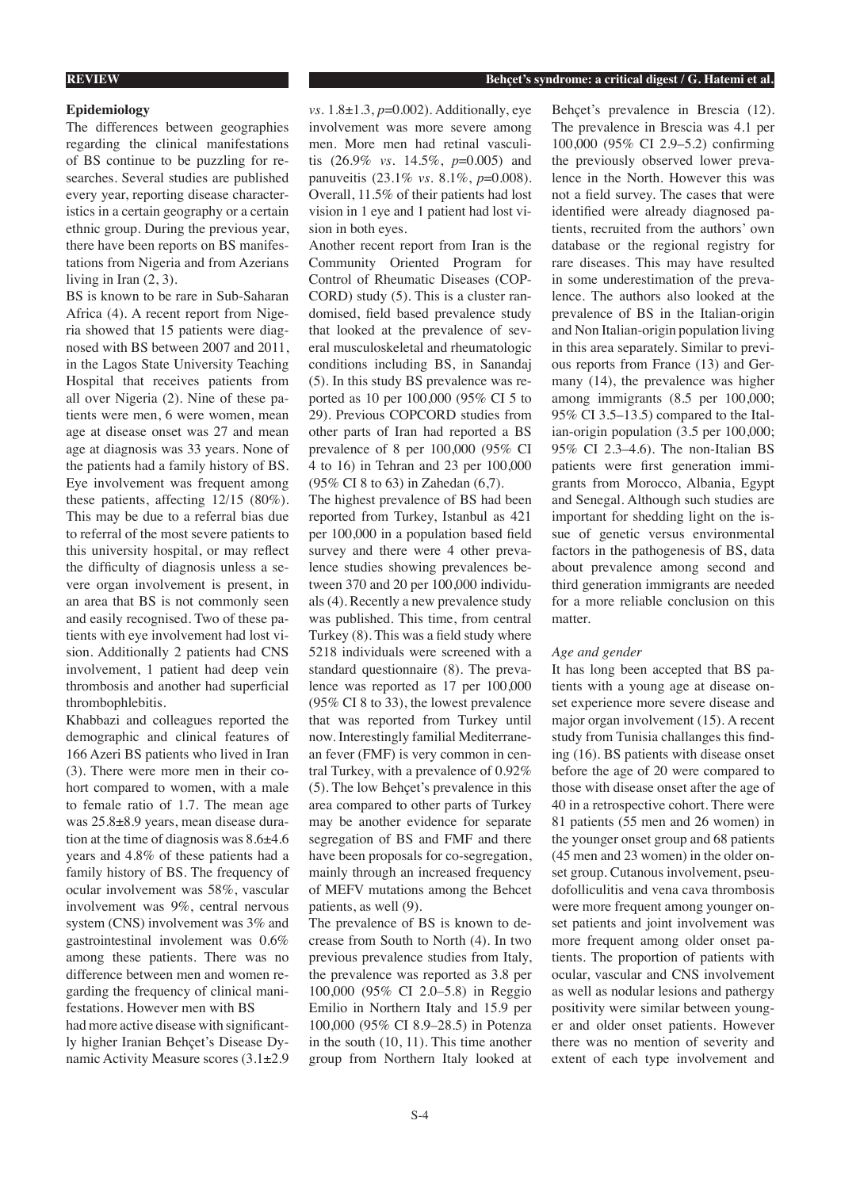## Epidemiology

The differences between geographies regarding the clinical manifestations of BS continue to be puzzling for researches. Several studies are published every year, reporting disease characteristics in a certain geography or a certain ethnic group. During the previous year, there have been reports on BS manifestations from Nigeria and from Azerians living in Iran (2, 3).

BS is known to be rare in Sub-Saharan Africa (4). A recent report from Nigeria showed that 15 patients were diagnosed with BS between 2007 and 2011, in the Lagos State University Teaching Hospital that receives patients from all over Nigeria (2). Nine of these patients were men, 6 were women, mean age at disease onset was 27 and mean age at diagnosis was 33 years. None of the patients had a family history of BS. Eye involvement was frequent among these patients, affecting 12/15 (80%). This may be due to a referral bias due to referral of the most severe patients to this university hospital, or may reflect the difficulty of diagnosis unless a severe organ involvement is present, in an area that BS is not commonly seen and easily recognised. Two of these patients with eye involvement had lost vision. Additionally 2 patients had CNS involvement, 1 patient had deep vein thrombosis and another had superficial thrombophlebitis.

Khabbazi and colleagues reported the demographic and clinical features of 166 Azeri BS patients who lived in Iran (3). There were more men in their cohort compared to women, with a male to female ratio of 1.7. The mean age was 25.8±8.9 years, mean disease duration at the time of diagnosis was 8.6±4.6 years and 4.8% of these patients had a family history of BS. The frequency of ocular involvement was 58%, vascular involvement was 9%, central nervous system (CNS) involvement was 3% and gastrointestinal involement was 0.6% among these patients. There was no difference between men and women regarding the frequency of clinical manifestations. However men with BS had more active disease with significantly higher Iranian Behçet's Disease Dynamic Activity Measure scores (3.1±2.9 *vs.* 1.8±1.3, *p*=0.002). Additionally, eye involvement was more severe among men. More men had retinal vasculitis (26.9% *vs.* 14.5%, *p*=0.005) and panuveitis (23.1% *vs.* 8.1%, *p*=0.008). Overall, 11.5% of their patients had lost vision in 1 eye and 1 patient had lost vision in both eyes.

Another recent report from Iran is the Community Oriented Program for Control of Rheumatic Diseases (COPCORD) study (5). This is a cluster randomised, field based prevalence study that looked at the prevalence of several musculoskeletal and rheumatologic conditions including BS, in Sanandaj (5). In this study BS prevalence was reported as 10 per 100,000 (95% CI 5 to 29). Previous COPCORD studies from other parts of Iran had reported a BS prevalence of 8 per 100,000 (95% CI 4 to 16) in Tehran and 23 per 100,000 (95% CI 8 to 63) in Zahedan (6,7).

The highest prevalence of BS had been reported from Turkey, Istanbul as 421 per 100,000 in a population based field survey and there were 4 other prevalence studies showing prevalences between 370 and 20 per 100,000 individuals (4). Recently a new prevalence study was published. This time, from central Turkey (8). This was a field study where 5218 individuals were screened with a standard questionnaire (8). The prevalence was reported as 17 per 100,000 (95% CI 8 to 33), the lowest prevalence that was reported from Turkey until now. Interestingly familial Mediterranean fever (FMF) is very common in central Turkey, with a prevalence of 0.92% (5). The low Behçet's prevalence in this area compared to other parts of Turkey may be another evidence for separate segregation of BS and FMF and there have been proposals for co-segregation, mainly through an increased frequency of MEFV mutations among the Behcet patients, as well (9).

The prevalence of BS is known to decrease from South to North (4). In two previous prevalence studies from Italy, the prevalence was reported as 3.8 per 100,000 (95% CI 2.0–5.8) in Reggio Emilio in Northern Italy and 15.9 per 100,000 (95% CI 8.9–28.5) in Potenza in the south (10, 11). This time another group from Northern Italy looked at Behçet's prevalence in Brescia (12). The prevalence in Brescia was 4.1 per 100,000 (95% CI 2.9–5.2) confirming the previously observed lower prevalence in the North. However this was not a field survey. The cases that were identified were already diagnosed patients, recruited from the authors' own database or the regional registry for rare diseases. This may have resulted in some underestimation of the prevalence. The authors also looked at the prevalence of BS in the Italian-origin and Non Italian-origin population living in this area separately. Similar to previous reports from France (13) and Germany (14), the prevalence was higher among immigrants (8.5 per 100,000; 95% CI 3.5–13.5) compared to the Italian-origin population (3.5 per 100,000; 95% CI 2.3–4.6). The non-Italian BS patients were first generation immigrants from Morocco, Albania, Egypt and Senegal. Although such studies are important for shedding light on the issue of genetic versus environmental factors in the pathogenesis of BS, data about prevalence among second and third generation immigrants are needed for a more reliable conclusion on this matter.

### *Age and gender*

It has long been accepted that BS patients with a young age at disease onset experience more severe disease and major organ involvement (15). A recent study from Tunisia challanges this finding (16). BS patients with disease onset before the age of 20 were compared to those with disease onset after the age of 40 in a retrospective cohort. There were 81 patients (55 men and 26 women) in the younger onset group and 68 patients (45 men and 23 women) in the older onset group. Cutanous involvement, pseudofolliculitis and vena cava thrombosis were more frequent among younger onset patients and joint involvement was more frequent among older onset patients. The proportion of patients with ocular, vascular and CNS involvement as well as nodular lesions and pathergy positivity were similar between younger and older onset patients. However there was no mention of severity and extent of each type involvement and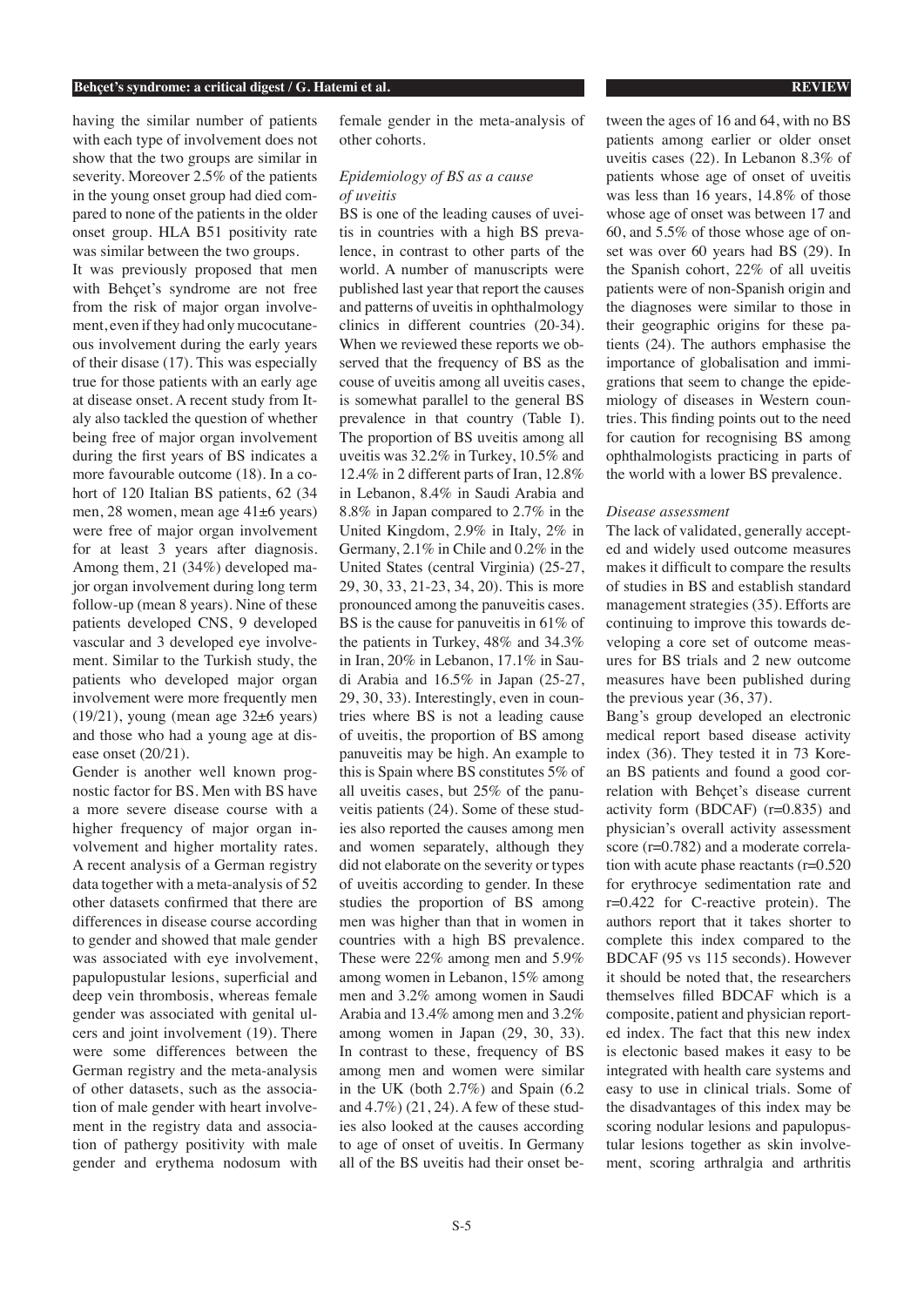having the similar number of patients with each type of involvement does not show that the two groups are similar in severity. Moreover 2.5% of the patients in the young onset group had died compared to none of the patients in the older onset group. HLA B51 positivity rate was similar between the two groups.

It was previously proposed that men with Behçet's syndrome are not free from the risk of major organ involvement, even if they had only mucocutaneous involvement during the early years of their disease (17). This was especially true for those patients with an early age at disease onset. A recent study from Italy also tackled the question of whether being free of major organ involvement during the first years of BS indicates a more favourable outcome (18). In a cohort of 120 Italian BS patients, 62 (34 men, 28 women, mean age 41±6 years) were free of major organ involvement for at least 3 years after diagnosis. Among them, 21 (34%) developed major organ involvement during long term follow-up (mean 8 years). Nine of these patients developed CNS, 9 developed vascular and 3 developed eye involvement. Similar to the Turkish study, the patients who developed major organ involvement were more frequently men (19/21), young (mean age 32±6 years) and those who had a young age at disease onset (20/21).

Gender is another well known prognostic factor for BS. Men with BS have a more severe disease course with a higher frequency of major organ involvement and higher mortality rates. A recent analysis of a German registry data together with a meta-analysis of 52 other datasets confirmed that there are differences in disease course according to gender and showed that male gender was associated with eye involvement, papulopustular lesions, superficial and deep vein thrombosis, whereas female gender was associated with genital ulcers and joint involvement (19). There were some differences between the German registry and the meta-analysis of other datasets, such as the association of male gender with heart involvement in the registry data and association of pathergy positivity with male gender and erythema nodosum with female gender in the meta-analysis of other cohorts.

*Epidemiology of BS as a cause of uveitis*

BS is one of the leading causes of uveitis in countries with a high BS prevalence, in contrast to other parts of the world. A number of manuscripts were published last year that report the causes and patterns of uveitis in ophthalmology clinics in different countries (20-34). When we reviewed these reports we observed that the frequency of BS as the couse of uveitis among all uveitis cases, is somewhat parallel to the general BS prevalence in that country (Table I). The proportion of BS uveitis among all uveitis was 32.2% in Turkey, 10.5% and 12.4% in 2 different parts of Iran, 12.8% in Lebanon, 8.4% in Saudi Arabia and 8.8% in Japan compared to 2.7% in the United Kingdom, 2.9% in Italy, 2% in Germany, 2.1% in Chile and 0.2% in the United States (central Virginia) (25-27, 29, 30, 33, 21-23, 34, 20). This is more pronounced among the panuveitis cases. BS is the cause for panuveitis in 61% of the patients in Turkey, 48% and 34.3% in Iran, 20% in Lebanon, 17.1% in Saudi Arabia and 16.5% in Japan (25-27, 29, 30, 33). Interestingly, even in countries where BS is not a leading cause of uveitis, the proportion of BS among panuveitis may be high. An example to this is Spain where BS constitutes 5% of all uveitis cases, but 25% of the panuveitis patients (24). Some of these studies also reported the causes among men and women separately, although they did not elaborate on the severity or types of uveitis according to gender. In these studies the proportion of BS among men was higher than that in women in countries with a high BS prevalence. These were 22% among men and 5.9% among women in Lebanon, 15% among men and 3.2% among women in Saudi Arabia and 13.4% among men and 3.2% among women in Japan (29, 30, 33). In contrast to these, frequency of BS among men and women were similar in the UK (both 2.7%) and Spain (6.2 and 4.7%) (21, 24). A few of these studies also looked at the causes according to age of onset of uveitis. In Germany all of the BS uveitis had their onset between the ages of 16 and 64, with no BS patients among earlier or older onset uveitis cases (22). In Lebanon 8.3% of patients whose age of onset of uveitis was less than 16 years, 14.8% of those whose age of onset was between 17 and 60, and 5.5% of those whose age of onset was over 60 years had BS (29). In the Spanish cohort, 22% of all uveitis patients were of non-Spanish origin and the diagnoses were similar to those in their geographic origins for these patients (24). The authors emphasise the importance of globalisation and immigrations that seem to change the epidemiology of diseases in Western countries. This finding points out to the need for caution for recognising BS among ophthalmologists practicing in parts of the world with a lower BS prevalence.

*Disease assessment*

The lack of validated, generally accepted and widely used outcome measures makes it difficult to compare the results of studies in BS and establish standard management strategies (35). Efforts are continuing to improve this towards developing a core set of outcome measures for BS trials and 2 new outcome measures have been published during the previous year (36, 37).

Bang's group developed an electronic medical report based disease activity index (36). They tested it in 73 Korean BS patients and found a good correlation with Behçet's disease current activity form (BDCAF) (r=0.835) and physician's overall activity assessment score (r=0.782) and a moderate correlation with acute phase reactants (r=0.520 for erythrocye sedimentation rate and r=0.422 for C-reactive protein). The authors report that it takes shorter to complete this index compared to the BDCAF (95 vs 115 seconds). However it should be noted that, the researchers themselves filled BDCAF which is a composite, patient and physician reported index. The fact that this new index is electonic based makes it easy to be integrated with health care systems and easy to use in clinical trials. Some of the disadvantages of this index may be scoring nodular lesions and papulopustular lesions together as skin involvement, scoring arthralgia and arthritis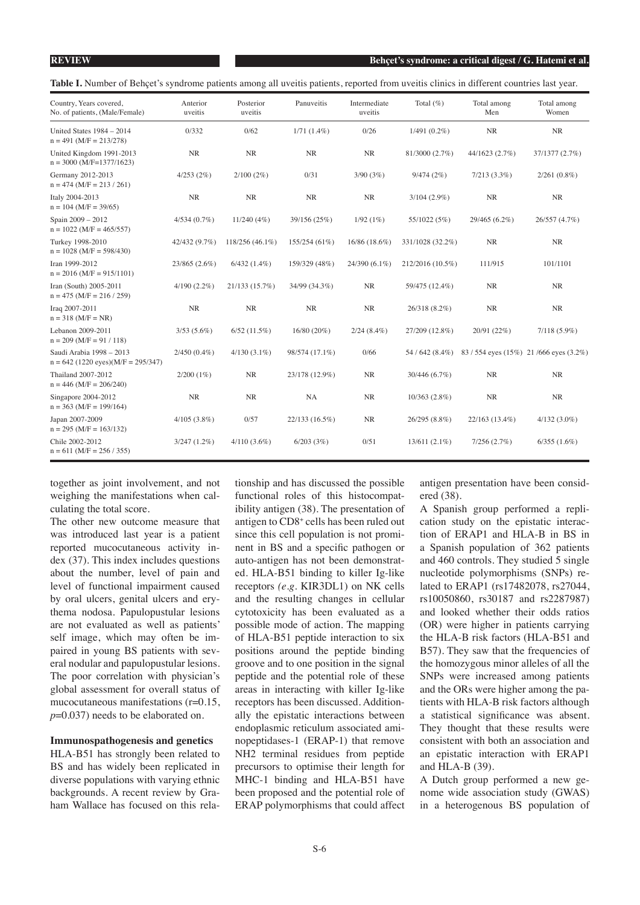**Table I.** Number of Behçet's syndrome patients among all uveitis patients, reported from uveitis clinics in different countries last year.

| Country, Years covered, No. of patients, (Male/Female) | Anterior uveitis | Posterior uveitis | Panuveitis | Intermediate uveitis | Total (%) | Total among Men | Total among Women |
|---|---|---|---|---|---|---|---|
| United States 1984 – 2014 n = 491 (M/F = 213/278) | 0/332 | 0/62 | 1/71 (1.4%) | 0/26 | 1/491 (0.2%) | NR | NR |
| United Kingdom 1991-2013 n = 3000 (M/F=1377/1623) | NR | NR | NR | NR | 81/3000 (2.7%) | 44/1623 (2.7%) | 37/1377 (2.7%) |
| Germany 2012-2013 n = 474 (M/F = 213 / 261) | 4/253 (2%) | 2/100 (2%) | 0/31 | 3/90 (3%) | 9/474 (2%) | 7/213 (3.3%) | 2/261 (0.8%) |
| Italy 2004-2013 n = 104 (M/F = 39/65) | NR | NR | NR | NR | 3/104 (2.9%) | NR | NR |
| Spain 2009 – 2012 n = 1022 (M/F = 465/557) | 4/534 (0.7%) | 11/240 (4%) | 39/156 (25%) | 1/92 (1%) | 55/1022 (5%) | 29/465 (6.2%) | 26/557 (4.7%) |
| Turkey 1998-2010 n = 1028 (M/F = 598/430) | 42/432 (9.7%) | 118/256 (46.1%) | 155/254 (61%) | 16/86 (18.6%) | 331/1028 (32.2%) | NR | NR |
| Iran 1999-2012 n = 2016 (M/F = 915/1101) | 23/865 (2.6%) | 6/432 (1.4%) | 159/329 (48%) | 24/390 (6.1%) | 212/2016 (10.5%) | 111/915 | 101/1101 |
| Iran (South) 2005-2011 n = 475 (M/F = 216 / 259) | 4/190 (2.2%) | 21/133 (15.7%) | 34/99 (34.3%) | NR | 59/475 (12.4%) | NR | NR |
| Iraq 2007-2011 n = 318 (M/F = NR) | NR | NR | NR | NR | 26/318 (8.2%) | NR | NR |
| Lebanon 2009-2011 n = 209 (M/F = 91 / 118) | 3/53 (5.6%) | 6/52 (11.5%) | 16/80 (20%) | 2/24 (8.4%) | 27/209 (12.8%) | 20/91 (22%) | 7/118 (5.9%) |
| Saudi Arabia 1998 – 2013 n = 642 (1220 eyes)(M/F = 295/347) | 2/450 (0.4%) | 4/130 (3.1%) | 98/574 (17.1%) | 0/66 | 54 / 642 (8.4%) | 83 / 554 eyes (15%) | 21 /666 eyes (3.2%) |
| Thailand 2007-2012 n = 446 (M/F = 206/240) | 2/200 (1%) | NR | 23/178 (12.9%) | NR | 30/446 (6.7%) | NR | NR |
| Singapore 2004-2012 n = 363 (M/F = 199/164) | NR | NR | NA | NR | 10/363 (2.8%) | NR | NR |
| Japan 2007-2009 n = 295 (M/F = 163/132) | 4/105 (3.8%) | 0/57 | 22/133 (16.5%) | NR | 26/295 (8.8%) | 22/163 (13.4%) | 4/132 (3.0%) |
| Chile 2002-2012 n = 611 (M/F = 256 / 355) | 3/247 (1.2%) | 4/110 (3.6%) | 6/203 (3%) | 0/51 | 13/611 (2.1%) | 7/256 (2.7%) | 6/355 (1.6%) |

together as joint involvement, and not weighing the manifestations when calculating the total score.

The other new outcome measure that was introduced last year is a patient reported mucocutaneous activity index (37). This index includes questions about the number, level of pain and level of functional impairment caused by oral ulcers, genital ulcers and erythema nodosa. Papulopustular lesions are not evaluated as well as patients' self image, which may often be impaired in young BS patients with several nodular and papulopustular lesions. The poor correlation with physician's global assessment for overall status of mucocutaneous manifestations ($r=0.15$, $p=0.037$) needs to be elaborated on.

**Immunospathogenesis and genetics**

HLA-B51 has strongly been related to BS and has widely been replicated in diverse populations with varying ethnic backgrounds. A recent review by Graham Wallace has focused on this relationship and has discussed the possible functional roles of this histocompatibility antigen (38). The presentation of antigen to $CD8^+$ cells has been ruled out since this cell population is not prominent in BS and a specific pathogen or auto-antigen has not been demonstrated. HLA-B51 binding to killer Ig-like receptors (*e.g.* KIR3DL1) on NK cells and the resulting changes in cellular cytotoxicity has been evaluated as a possible mode of action. The mapping of HLA-B51 peptide interaction to six positions around the peptide binding groove and to one position in the signal peptide and the potential role of these areas in interacting with killer Ig-like receptors has been discussed. Additionally the epistatic interactions between endoplasmic reticulum associated aminopeptidases-1 (ERAP-1) that remove NH2 terminal residues from peptide precursors to optimise their length for MHC-1 binding and HLA-B51 have been proposed and the potential role of ERAP polymorphisms that could affect antigen presentation have been considered (38).

A Spanish group performed a replication study on the epistatic interaction of ERAP1 and HLA-B in BS in a Spanish population of 362 patients and 460 controls. They studied 5 single nucleotide polymorphisms (SNPs) related to ERAP1 (rs17482078, rs27044, rs10050860, rs30187 and rs2287987) and looked whether their odds ratios (OR) were higher in patients carrying the HLA-B risk factors (HLA-B51 and B57). They saw that the frequencies of the homozygous minor alleles of all the SNPs were increased among patients and the ORs were higher among the patients with HLA-B risk factors although a statistical significance was absent. They thought that these results were consistent with both an association and an epistatic interaction with ERAP1 and HLA-B (39).

A Dutch group performed a new genome wide association study (GWAS) in a heterogenous BS population of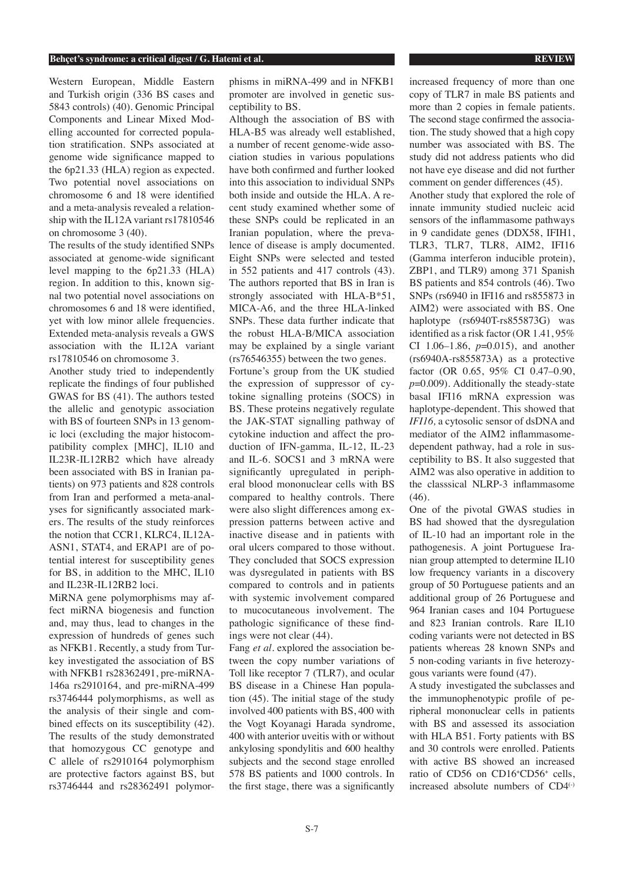Western European, Middle Eastern and Turkish origin (336 BS cases and 5843 controls) (40). Genomic Principal Components and Linear Mixed Modelling accounted for corrected population stratification. SNPs associated at genome wide significance mapped to the 6p21.33 (HLA) region as expected. Two potential novel associations on chromosome 6 and 18 were identified and a meta-analysis revealed a relationship with the IL12A variant rs17810546 on chromosome 3 (40).

The results of the study identified SNPs associated at genome-wide significant level mapping to the 6p21.33 (HLA) region. In addition to this, known signal two potential novel associations on chromosomes 6 and 18 were identified, yet with low minor allele frequencies. Extended meta-analysis reveals a GWS association with the IL12A variant rs17810546 on chromosome 3.

Another study tried to independently replicate the findings of four published GWAS for BS (41). The authors tested the allelic and genotypic association with BS of fourteen SNPs in 13 genomic loci (excluding the major histocompatibility complex [MHC], IL10 and IL23R-IL12RB2 which have already been associated with BS in Iranian patients) on 973 patients and 828 controls from Iran and performed a meta-analyses for significantly associated markers. The results of the study reinforces the notion that CCR1, KLRC4, IL12A-ASN1, STAT4, and ERAP1 are of potential interest for susceptibility genes for BS, in addition to the MHC, IL10 and IL23R-IL12RB2 loci.

MiRNA gene polymorphisms may affect miRNA biogenesis and function and, may thus, lead to changes in the expression of hundreds of genes such as NFKB1. Recently, a study from Turkey investigated the association of BS with NFKB1 rs28362491, pre-miRNA-146a rs2910164, and pre-miRNA-499 rs3746444 polymorphisms, as well as the analysis of their single and combined effects on its susceptibility (42). The results of the study demonstrated that homozygous CC genotype and C allele of rs2910164 polymorphism are protective factors against BS, but rs3746444 and rs28362491 polymorphisms in miRNA-499 and in NFKB1 promoter are involved in genetic susceptibility to BS.

Although the association of BS with HLA-B5 was already well established, a number of recent genome-wide association studies in various populations have both confirmed and further looked into this association to individual SNPs both inside and outside the HLA. A recent study examined whether some of these SNPs could be replicated in an Iranian population, where the prevalence of disease is amply documented. Eight SNPs were selected and tested in 552 patients and 417 controls (43). The authors reported that BS in Iran is strongly associated with HLA-B*51, MICA-A6, and the three HLA-linked SNPs. These data further indicate that the robust HLA-B/MICA association may be explained by a single variant (rs76546355) between the two genes.

Fortune's group from the UK studied the expression of suppressor of cytokine signalling proteins (SOCS) in BS. These proteins negatively regulate the JAK-STAT signalling pathway of cytokine induction and affect the production of IFN-gamma, IL-12, IL-23 and IL-6. SOCS1 and 3 mRNA were significantly upregulated in peripheral blood mononuclear cells with BS compared to healthy controls. There were also slight differences among expression patterns between active and inactive disease and in patients with oral ulcers compared to those without. They concluded that SOCS expression was dysregulated in patients with BS compared to controls and in patients with systemic involvement compared to mucocutaneous involvement. The pathologic significance of these findings were not clear (44).

Fang *et al*. explored the association between the copy number variations of Toll like receptor 7 (TLR7), and ocular BS disease in a Chinese Han population (45). The initial stage of the study involved 400 patients with BS, 400 with the Vogt Koyanagi Harada syndrome, 400 with anterior uveitis with or without ankylosing spondylitis and 600 healthy subjects and the second stage enrolled 578 BS patients and 1000 controls. In the first stage, there was a significantly increased frequency of more than one copy of TLR7 in male BS patients and more than 2 copies in female patients. The second stage confirmed the association. The study showed that a high copy number was associated with BS. The study did not address patients who did not have eye disease and did not further comment on gender differences (45).

Another study that explored the role of innate immunity studied nucleic acid sensors of the inflammasome pathways in 9 candidate genes (DDX58, IFIH1, TLR3, TLR7, TLR8, AIM2, IFI16 (Gamma interferon inducible protein), ZBP1, and TLR9) among 371 Spanish BS patients and 854 controls (46). Two SNPs (rs6940 in IFI16 and rs855873 in AIM2) were associated with BS. One haplotype (rs6940T-rs855873G) was identified as a risk factor (OR 1.41, 95% CI 1.06–1.86, $p$=0.015), and another (rs6940A-rs855873A) as a protective factor (OR 0.65, 95% CI 0.47–0.90, $p$=0.009). Additionally the steady-state basal IFI16 mRNA expression was haplotype-dependent. This showed that *IFI16,* a cytosolic sensor of dsDNA and mediator of the AIM2 inflammasome-dependent pathway, had a role in susceptibility to BS. It also suggested that AIM2 was also operative in addition to the classsical NLRP-3 inflammasome (46).

One of the pivotal GWAS studies in BS had showed that the dysregulation of IL-10 had an important role in the pathogenesis. A joint Portuguese Iranian group attempted to determine IL10 low frequency variants in a discovery group of 50 Portuguese patients and an additional group of 26 Portuguese and 964 Iranian cases and 104 Portuguese and 823 Iranian controls. Rare IL10 coding variants were not detected in BS patients whereas 28 known SNPs and 5 non-coding variants in five heterozygous variants were found (47).

A study investigated the subclasses and the immunophenotypic profile of peripheral mononuclear cells in patients with BS and assessed its association with HLA B51. Forty patients with BS and 30 controls were enrolled. Patients with active BS showed an increased ratio of CD56 on CD16$^{+}$CD56$^{+}$ cells, increased absolute numbers of CD4$^{(-)}$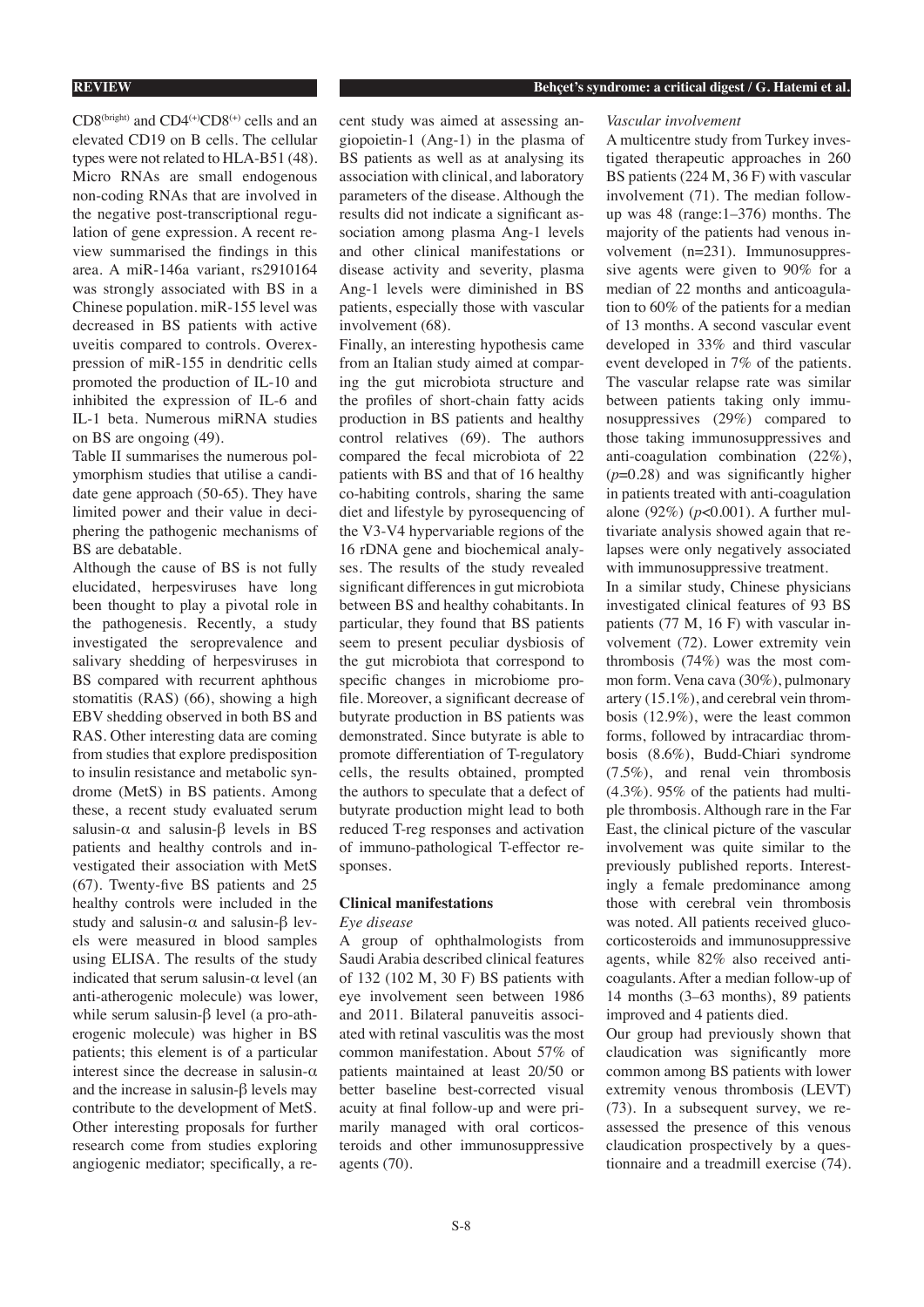$CD8^{(bright)}$ and $CD4^{(+)}CD8^{(+)}$ cells and an elevated CD19 on B cells. The cellular types were not related to HLA-B51 (48). Micro RNAs are small endogenous non-coding RNAs that are involved in the negative post-transcriptional regulation of gene expression. A recent review summarised the findings in this area. A miR-146a variant, rs2910164 was strongly associated with BS in a Chinese population. miR-155 level was decreased in BS patients with active uveitis compared to controls. Overexpression of miR-155 in dendritic cells promoted the production of IL-10 and inhibited the expression of IL-6 and IL-1 beta. Numerous miRNA studies on BS are ongoing (49).

Table II summarises the numerous polymorphism studies that utilise a candidate gene approach (50-65). They have limited power and their value in deciphering the pathogenic mechanisms of BS are debatable.

Although the cause of BS is not fully elucidated, herpesviruses have long been thought to play a pivotal role in the pathogenesis. Recently, a study investigated the seroprevalence and salivary shedding of herpesviruses in BS compared with recurrent aphthous stomatitis (RAS) (66), showing a high EBV shedding observed in both BS and RAS. Other interesting data are coming from studies that explore predisposition to insulin resistance and metabolic syndrome (MetS) in BS patients. Among these, a recent study evaluated serum salusin-α and salusin-β levels in BS patients and healthy controls and investigated their association with MetS (67). Twenty-five BS patients and 25 healthy controls were included in the study and salusin-α and salusin-β levels were measured in blood samples using ELISA. The results of the study indicated that serum salusin-α level (an anti-atherogenic molecule) was lower, while serum salusin-β level (a pro-atherogenic molecule) was higher in BS patients; this element is of a particular interest since the decrease in salusin-α and the increase in salusin-β levels may contribute to the development of MetS. Other interesting proposals for further research come from studies exploring angiogenic mediator; specifically, a recent study was aimed at assessing angiopoietin-1 (Ang-1) in the plasma of BS patients as well as at analysing its association with clinical, and laboratory parameters of the disease. Although the results did not indicate a significant association among plasma Ang-1 levels and other clinical manifestations or disease activity and severity, plasma Ang-1 levels were diminished in BS patients, especially those with vascular involvement (68).

Finally, an interesting hypothesis came from an Italian study aimed at comparing the gut microbiota structure and the profiles of short-chain fatty acids production in BS patients and healthy control relatives (69). The authors compared the fecal microbiota of 22 patients with BS and that of 16 healthy co-habiting controls, sharing the same diet and lifestyle by pyrosequencing of the V3-V4 hypervariable regions of the 16 rDNA gene and biochemical analyses. The results of the study revealed significant differences in gut microbiota between BS and healthy cohabitants. In particular, they found that BS patients seem to present peculiar dysbiosis of the gut microbiota that correspond to specific changes in microbiome profile. Moreover, a significant decrease of butyrate production in BS patients was demonstrated. Since butyrate is able to promote differentiation of T-regulatory cells, the results obtained, prompted the authors to speculate that a defect of butyrate production might lead to both reduced T-reg responses and activation of immuno-pathological T-effector responses.

## Clinical manifestations

*Eye disease*

A group of ophthalmologists from Saudi Arabia described clinical features of 132 (102 M, 30 F) BS patients with eye involvement seen between 1986 and 2011. Bilateral panuveitis associated with retinal vasculitis was the most common manifestation. About 57% of patients maintained at least 20/50 or better baseline best-corrected visual acuity at final follow-up and were primarily managed with oral corticosteroids and other immunosuppressive agents (70).

*Vascular involvement*

A multicentre study from Turkey investigated therapeutic approaches in 260 BS patients (224 M, 36 F) with vascular involvement (71). The median follow-up was 48 (range:1–376) months. The majority of the patients had venous involvement (n=231). Immunosuppressive agents were given to 90% for a median of 22 months and anticoagulation to 60% of the patients for a median of 13 months. A second vascular event developed in 33% and third vascular event developed in 7% of the patients. The vascular relapse rate was similar between patients taking only immunosuppressives (29%) compared to those taking immunosuppressives and anti-coagulation combination (22%), ($p$=0.28) and was significantly higher in patients treated with anti-coagulation alone (92%) ($p$<0.001). A further multivariate analysis showed again that relapses were only negatively associated with immunosuppressive treatment.

In a similar study, Chinese physicians investigated clinical features of 93 BS patients (77 M, 16 F) with vascular involvement (72). Lower extremity vein thrombosis (74%) was the most common form. Vena cava (30%), pulmonary artery (15.1%), and cerebral vein thrombosis (12.9%), were the least common forms, followed by intracardiac thrombosis (8.6%), Budd-Chiari syndrome (7.5%), and renal vein thrombosis (4.3%). 95% of the patients had multiple thrombosis. Although rare in the Far East, the clinical picture of the vascular involvement was quite similar to the previously published reports. Interestingly a female predominance among those with cerebral vein thrombosis was noted. All patients received glucocorticosteroids and immunosuppressive agents, while 82% also received anticoagulants. After a median follow-up of 14 months (3–63 months), 89 patients improved and 4 patients died.

Our group had previously shown that claudication was significantly more common among BS patients with lower extremity venous thrombosis (LEVT) (73). In a subsequent survey, we reassessed the presence of this venous claudication prospectively by a questionnaire and a treadmill exercise (74).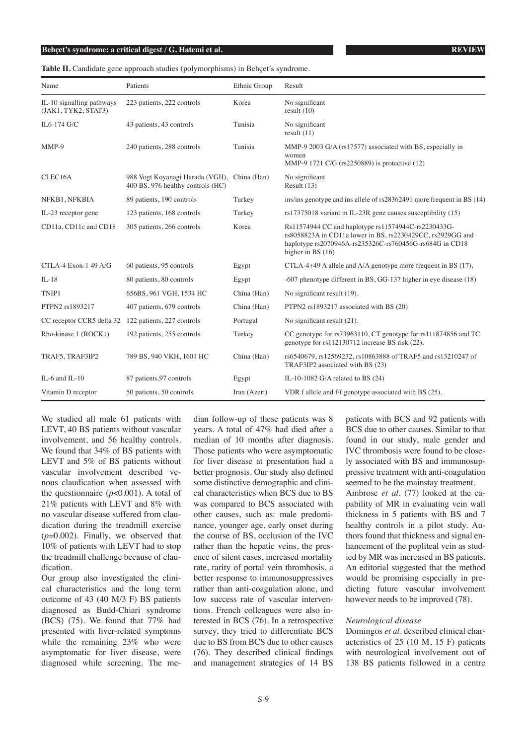**Table II.** Candidate gene approach studies (polymorphisms) in Behçet's syndrome.

| Name | Patients | Ethnic Group | Result |
|---|---|---|---|
| IL-10 signalling pathways (JAK1, TYK2, STAT3) | 223 patients, 222 controls | Korea | No significant result (10) |
| IL6-174 G/C | 43 patients, 43 controls | Tunisia | No significant result (11) |
| MMP-9 | 240 patients, 288 controls | Tunisia | MMP-9 2003 G/A (rs17577) associated with BS, especially in women MMP-9 1721 C/G (rs2250889) is protective (12) |
| CLEC16A | 988 Vogt Koyanagi Harada (VGH), 400 BS, 976 healthy controls (HC) | China (Han) | No significant Result (13) |
| NFKB1, NFKBIA | 89 patients, 190 controls | Turkey | ins/ins genotype and ins allele of rs28362491 more frequent in BS (14) |
| IL-23 receptor gene | 123 patients, 168 controls | Turkey | rs17375018 variant in IL-23R gene causes susceptibility (15) |
| CD11a, CD11c and CD18 | 305 patients, 266 controls | Korea | Rs11574944 CC and haplotype rs11574944C-rs2230433G-rs8058823A in CD11a lower in BS, rs2230429CC, rs2929GG and haplotype rs2070946A-rs235326C-rs760456G-rs684G in CD18 higher in BS (16) |
| CTLA-4 Exon-1 49 A/G | 60 patients, 95 controls | Egypt | CTLA-4+49 A allele and A/A genotype more frequent in BS (17). |
| IL-18 | 80 patients, 80 controls | Egypt | -607 phenotype different in BS, GG-137 higher in eye disease (18) |
| TNIP1 | 656BS, 961 VGH, 1534 HC | China (Han) | No significant result (19). |
| PTPN2 rs1893217 | 407 patients, 679 controls | China (Han) | PTPN2 rs1893217 associated with BS (20) |
| CC receptor CCR5 delta 32 | 122 patients, 227 controls | Portugal | No significant result (21). |
| Rho-kinase 1 (ROCK1) | 192 patients, 255 controls | Turkey | CC genotype for rs73963110, CT genotype for rs111874856 and TC genotype for rs112130712 increase BS risk (22). |
| TRAF5, TRAF3IP2 | 789 BS, 940 VKH, 1601 HC | China (Han) | rs6540679, rs12569232, rs10863888 of TRAF5 and rs13210247 of TRAF3IP2 associated with BS (23) |
| IL-6 and IL-10 | 87 patients,97 controls | Egypt | IL-10-1082 G/A related to BS (24) |
| Vitamin D receptor | 50 patients, 50 controls | Iran (Azeri) | VDR f allele and f/f genotype associated with BS (25). |

We studied all male 61 patients with LEVT, 40 BS patients without vascular involvement, and 56 healthy controls. We found that 34% of BS patients with LEVT and 5% of BS patients without vascular involvement described venous claudication when assessed with the questionnaire ($p<0.001$). A total of 21% patients with LEVT and 8% with no vascular disease suffered from claudication during the treadmill exercise ($p=0.002$). Finally, we observed that 10% of patients with LEVT had to stop the treadmill challenge because of claudication.

Our group also investigated the clinical characteristics and the long term outcome of 43 (40 M/3 F) BS patients diagnosed as Budd-Chiari syndrome (BCS) (75). We found that 77% had presented with liver-related symptoms while the remaining 23% who were asymptomatic for liver disease, were diagnosed while screening. The median follow-up of these patients was 8 years. A total of 47% had died after a median of 10 months after diagnosis. Those patients who were asymptomatic for liver disease at presentation had a better prognosis. Our study also defined some distinctive demographic and clinical characteristics when BCS due to BS was compared to BCS associated with other causes, such as: male predominance, younger age, early onset during the course of BS, occlusion of the IVC rather than the hepatic veins, the presence of silent cases, increased mortality rate, rarity of portal vein thrombosis, a better response to immunosuppressives rather than anti-coagulation alone, and low success rate of vascular interventions. French colleagues were also interested in BCS (76). In a retrospective survey, they tried to differentiate BCS due to BS from BCS due to other causes (76). They described clinical findings and management strategies of 14 BS patients with BCS and 92 patients with BCS due to other causes. Similar to that found in our study, male gender and IVC thrombosis were found to be closely associated with BS and immunosuppressive treatment with anti-coagulation seemed to be the mainstay treatment.

Ambrose *et al.* (77) looked at the capability of MR in evaluating vein wall thickness in 5 patients with BS and 7 healthy controls in a pilot study. Authors found that thickness and signal enhancement of the popliteal vein as studied by MR was increased in BS patients. An editorial suggested that the method would be promising especially in predicting future vascular involvement however needs to be improved (78).

*Neurological disease*

Domingos *et al.* described clinical characteristics of 25 (10 M, 15 F) patients with neurological involvement out of 138 BS patients followed in a centre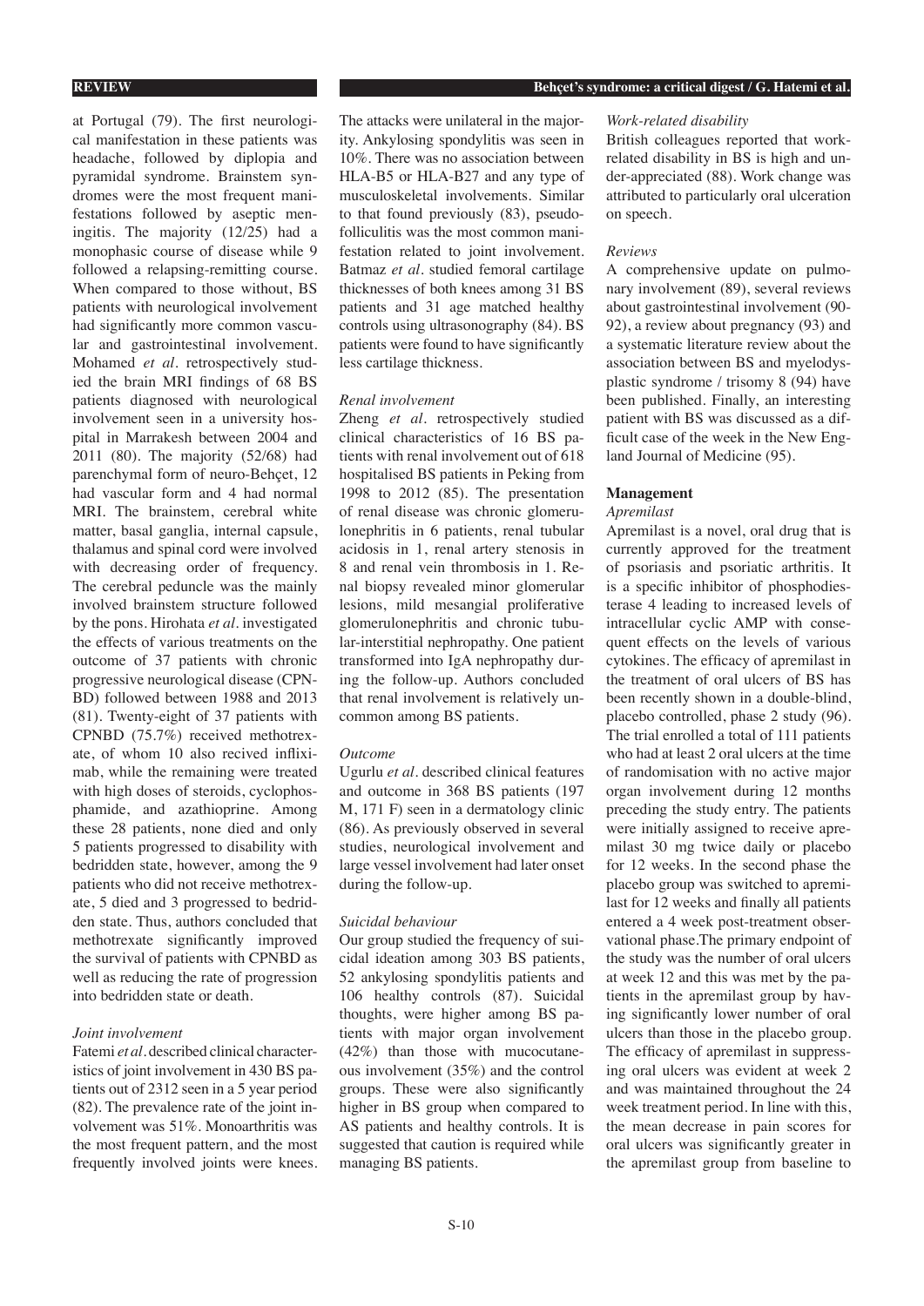at Portugal (79). The first neurological manifestation in these patients was headache, followed by diplopia and pyramidal syndrome. Brainstem syndromes were the most frequent manifestations followed by aseptic meningitis. The majority (12/25) had a monophasic course of disease while 9 followed a relapsing-remitting course. When compared to those without, BS patients with neurological involvement had significantly more common vascular and gastrointestinal involvement. Mohamed *et al.* retrospectively studied the brain MRI findings of 68 BS patients diagnosed with neurological involvement seen in a university hospital in Marrakesh between 2004 and 2011 (80). The majority (52/68) had parenchymal form of neuro-Behçet, 12 had vascular form and 4 had normal MRI. The brainstem, cerebral white matter, basal ganglia, internal capsule, thalamus and spinal cord were involved with decreasing order of frequency. The cerebral peduncle was the mainly involved brainstem structure followed by the pons. Hirohata *et al.* investigated the effects of various treatments on the outcome of 37 patients with chronic progressive neurological disease (CPN-BD) followed between 1988 and 2013 (81). Twenty-eight of 37 patients with CPNBD (75.7%) received methotrexate, of whom 10 also recived infliximab, while the remaining were treated with high doses of steroids, cyclophosphamide, and azathioprine. Among these 28 patients, none died and only 5 patients progressed to disability with bedridden state, however, among the 9 patients who did not receive methotrexate, 5 died and 3 progressed to bedridden state. Thus, authors concluded that methotrexate significantly improved the survival of patients with CPNBD as well as reducing the rate of progression into bedridden state or death.

*Joint involvement*

Fatemi *et al.* described clinical characteristics of joint involvement in 430 BS patients out of 2312 seen in a 5 year period (82). The prevalence rate of the joint involvement was 51%. Monoarthritis was the most frequent pattern, and the most frequently involved joints were knees. The attacks were unilateral in the majority. Ankylosing spondylitis was seen in 10%. There was no association between HLA-B5 or HLA-B27 and any type of musculoskeletal involvements. Similar to that found previously (83), pseudofolliculitis was the most common manifestation related to joint involvement. Batmaz *et al.* studied femoral cartilage thicknesses of both knees among 31 BS patients and 31 age matched healthy controls using ultrasonography (84). BS patients were found to have significantly less cartilage thickness.

*Renal involvement*

Zheng *et al.* retrospectively studied clinical characteristics of 16 BS patients with renal involvement out of 618 hospitalised BS patients in Peking from 1998 to 2012 (85). The presentation of renal disease was chronic glomerulonephritis in 6 patients, renal tubular acidosis in 1, renal artery stenosis in 8 and renal vein thrombosis in 1. Renal biopsy revealed minor glomerular lesions, mild mesangial proliferative glomerulonephritis and chronic tubular-interstitial nephropathy. One patient transformed into IgA nephropathy during the follow-up. Authors concluded that renal involvement is relatively uncommon among BS patients.

*Outcome*

Ugurlu *et al.* described clinical features and outcome in 368 BS patients (197 M, 171 F) seen in a dermatology clinic (86). As previously observed in several studies, neurological involvement and large vessel involvement had later onset during the follow-up.

*Suicidal behaviour*

Our group studied the frequency of suicidal ideation among 303 BS patients, 52 ankylosing spondylitis patients and 106 healthy controls (87). Suicidal thoughts, were higher among BS patients with major organ involvement (42%) than those with mucocutaneous involvement (35%) and the control groups. These were also significantly higher in BS group when compared to AS patients and healthy controls. It is suggested that caution is required while managing BS patients.

*Work-related disability*

British colleagues reported that work-related disability in BS is high and under-appreciated (88). Work change was attributed to particularly oral ulceration on speech.

*Reviews*

A comprehensive update on pulmonary involvement (89), several reviews about gastrointestinal involvement (90-92), a review about pregnancy (93) and a systematic literature review about the association between BS and myelodysplastic syndrome / trisomy 8 (94) have been published. Finally, an interesting patient with BS was discussed as a difficult case of the week in the New England Journal of Medicine (95).

## Management

*Apremilast*

Apremilast is a novel, oral drug that is currently approved for the treatment of psoriasis and psoriatic arthritis. It is a specific inhibitor of phosphodiesterase 4 leading to increased levels of intracellular cyclic AMP with consequent effects on the levels of various cytokines. The efficacy of apremilast in the treatment of oral ulcers of BS has been recently shown in a double-blind, placebo controlled, phase 2 study (96). The trial enrolled a total of 111 patients who had at least 2 oral ulcers at the time of randomisation with no active major organ involvement during 12 months preceding the study entry. The patients were initially assigned to receive apremilast 30 mg twice daily or placebo for 12 weeks. In the second phase the placebo group was switched to apremilast for 12 weeks and finally all patients entered a 4 week post-treatment observational phase.The primary endpoint of the study was the number of oral ulcers at week 12 and this was met by the patients in the apremilast group by having significantly lower number of oral ulcers than those in the placebo group. The efficacy of apremilast in suppressing oral ulcers was evident at week 2 and was maintained throughout the 24 week treatment period. In line with this, the mean decrease in pain scores for oral ulcers was significantly greater in the apremilast group from baseline to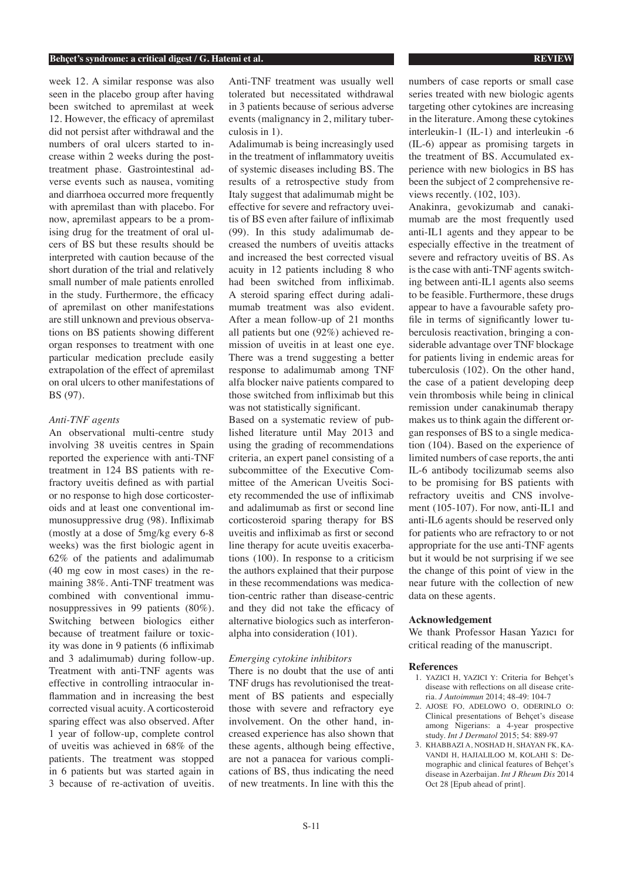week 12. A similar response was also seen in the placebo group after having been switched to apremilast at week 12. However, the efficacy of apremilast did not persist after withdrawal and the numbers of oral ulcers started to increase within 2 weeks during the post-treatment phase. Gastrointestinal adverse events such as nausea, vomiting and diarrhoea occurred more frequently with apremilast than with placebo. For now, apremilast appears to be a promising drug for the treatment of oral ulcers of BS but these results should be interpreted with caution because of the short duration of the trial and relatively small number of male patients enrolled in the study. Furthermore, the efficacy of apremilast on other manifestations are still unknown and previous observations on BS patients showing different organ responses to treatment with one particular medication preclude easily extrapolation of the effect of apremilast on oral ulcers to other manifestations of BS (97).

*Anti-TNF agents*

An observational multi-centre study involving 38 uveitis centres in Spain reported the experience with anti-TNF treatment in 124 BS patients with refractory uveitis defined as with partial or no response to high dose corticosteroids and at least one conventional immunosuppressive drug (98). Infliximab (mostly at a dose of 5mg/kg every 6-8 weeks) was the first biologic agent in 62% of the patients and adalimumab (40 mg eow in most cases) in the remaining 38%. Anti-TNF treatment was combined with conventional immunosuppressives in 99 patients (80%). Switching between biologics either because of treatment failure or toxicity was done in 9 patients (6 infliximab and 3 adalimumab) during follow-up. Treatment with anti-TNF agents was effective in controlling intraocular inflammation and in increasing the best corrected visual acuity. A corticosteroid sparing effect was also observed. After 1 year of follow-up, complete control of uveitis was achieved in 68% of the patients. The treatment was stopped in 6 patients but was started again in 3 because of re-activation of uveitis. Anti-TNF treatment was usually well tolerated but necessitated withdrawal in 3 patients because of serious adverse events (malignancy in 2, military tuberculosis in 1).

Adalimumab is being increasingly used in the treatment of inflammatory uveitis of systemic diseases including BS. The results of a retrospective study from Italy suggest that adalimumab might be effective for severe and refractory uveitis of BS even after failure of infliximab (99). In this study adalimumab decreased the numbers of uveitis attacks and increased the best corrected visual acuity in 12 patients including 8 who had been switched from infliximab. A steroid sparing effect during adalimumab treatment was also evident. After a mean follow-up of 21 months all patients but one (92%) achieved remission of uveitis in at least one eye. There was a trend suggesting a better response to adalimumab among TNF alfa blocker naive patients compared to those switched from infliximab but this was not statistically significant.

Based on a systematic review of published literature until May 2013 and using the grading of recommendations criteria, an expert panel consisting of a subcommittee of the Executive Committee of the American Uveitis Society recommended the use of infliximab and adalimumab as first or second line corticosteroid sparing therapy for BS uveitis and infliximab as first or second line therapy for acute uveitis exacerbations (100). In response to a criticism the authors explained that their purpose in these recommendations was medication-centric rather than disease-centric and they did not take the efficacy of alternative biologics such as interferon-alpha into consideration (101).

*Emerging cytokine inhibitors*

There is no doubt that the use of anti TNF drugs has revolutionised the treatment of BS patients and especially those with severe and refractory eye involvement. On the other hand, increased experience has also shown that these agents, although being effective, are not a panacea for various complications of BS, thus indicating the need of new treatments. In line with this the numbers of case reports or small case series treated with new biologic agents targeting other cytokines are increasing in the literature. Among these cytokines interleukin-1 (IL-1) and interleukin -6 (IL-6) appear as promising targets in the treatment of BS. Accumulated experience with new biologics in BS has been the subject of 2 comprehensive reviews recently. (102, 103).

Anakinra, gevokizumab and canakimumab are the most frequently used anti-IL1 agents and they appear to be especially effective in the treatment of severe and refractory uveitis of BS. As is the case with anti-TNF agents switching between anti-IL1 agents also seems to be feasible. Furthermore, these drugs appear to have a favourable safety profile in terms of significantly lower tuberculosis reactivation, bringing a considerable advantage over TNF blockage for patients living in endemic areas for tuberculosis (102). On the other hand, the case of a patient developing deep vein thrombosis while being in clinical remission under canakinumab therapy makes us to think again the different organ responses of BS to a single medication (104). Based on the experience of limited numbers of case reports, the anti IL-6 antibody tocilizumab seems also to be promising for BS patients with refractory uveitis and CNS involvement (105-107). For now, anti-IL1 and anti-IL6 agents should be reserved only for patients who are refractory to or not appropriate for the use anti-TNF agents but it would be not surprising if we see the change of this point of view in the near future with the collection of new data on these agents.

## Acknowledgement

We thank Professor Hasan Yazıcı for critical reading of the manuscript.

## References

1. YAZICI H, YAZICI Y: Criteria for Behçet's disease with reflections on all disease criteria. *J Autoimmun* 2014; 48-49: 104-7
2. AJOSE FO, ADELOWO O, ODERINLO O: Clinical presentations of Behçet's disease among Nigerians: a 4-year prospective study. *Int J Dermatol* 2015; 54: 889-97
3. KHABBAZI A, NOSHAD H, SHAYAN FK, KAVANDI H, HAJIALILOO M, KOLAHI S: Demographic and clinical features of Behçet's disease in Azerbaijan. *Int J Rheum Dis* 2014 Oct 28 [Epub ahead of print].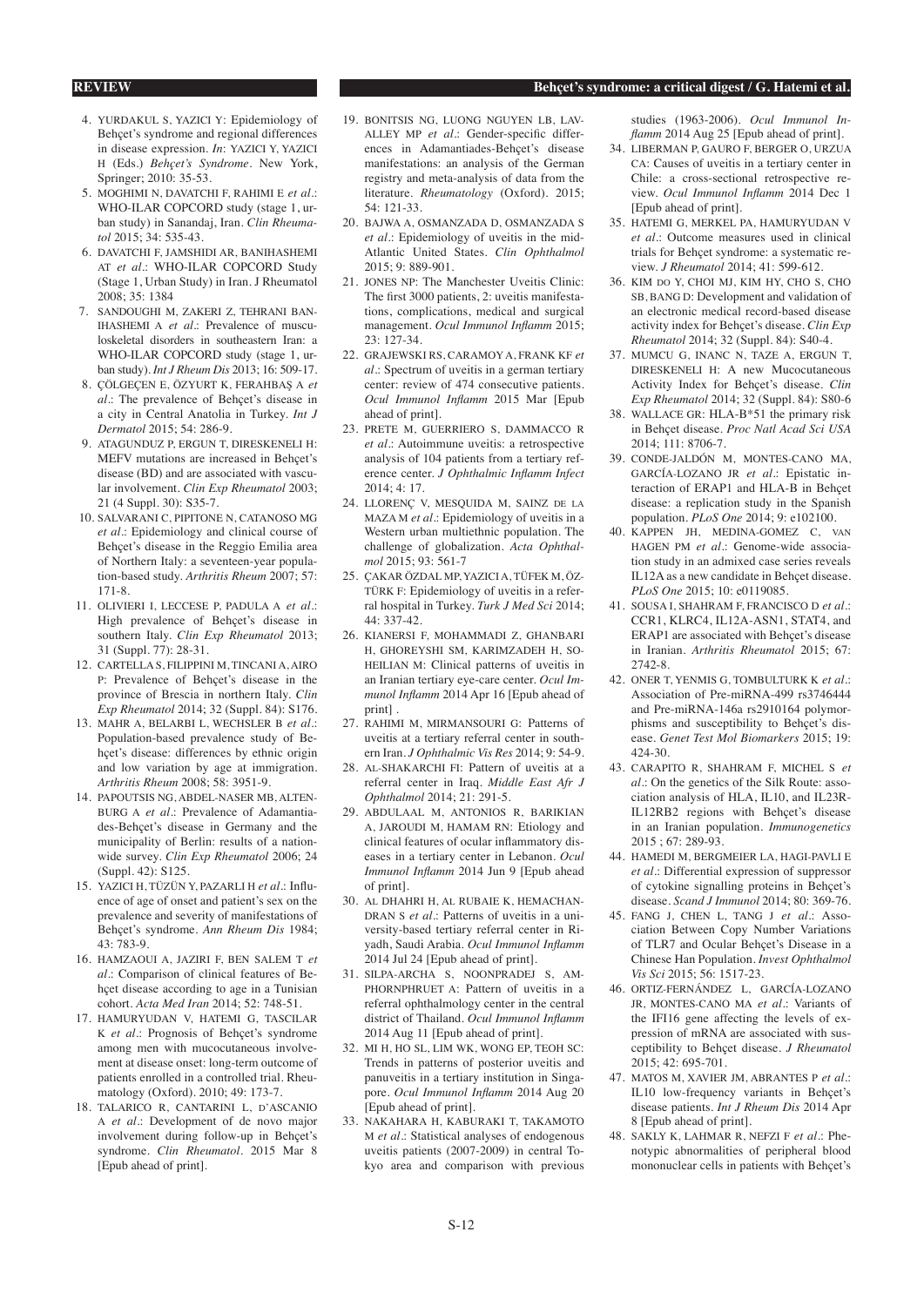4. YURDAKUL S, YAZICI Y: Epidemiology of Behçet's syndrome and regional differences in disease expression. *In*: YAZICI Y, YAZICI H (Eds.) *Behçet's Syndrome*. New York, Springer; 2010: 35-53.
5. MOGHIMI N, DAVATCHI F, RAHIMI E *et al*.: WHO-ILAR COPCORD study (stage 1, urban study) in Sanandaj, Iran. *Clin Rheumatol* 2015; 34: 535-43.
6. DAVATCHI F, JAMSHIDI AR, BANIHASHEMI AT *et al*.: WHO-ILAR COPCORD Study (Stage 1, Urban Study) in Iran. J Rheumatol 2008; 35: 1384
7. SANDOUGHI M, ZAKERI Z, TEHRANI BANIHASHEMI A *et al*.: Prevalence of musculoskeletal disorders in southeastern Iran: a WHO-ILAR COPCORD study (stage 1, urban study). *Int J Rheum Dis* 2013; 16: 509-17.
8. ÇÖLGEÇEN E, ÖZYURT K, FERAHBAŞ A *et al*.: The prevalence of Behçet's disease in a city in Central Anatolia in Turkey. *Int J Dermatol* 2015; 54: 286-9.
9. ATAGUNDUZ P, ERGUN T, DIRESKENELI H: MEFV mutations are increased in Behçet's disease (BD) and are associated with vascular involvement. *Clin Exp Rheumatol* 2003; 21 (4 Suppl. 30): S35-7.
10. SALVARANI C, PIPITONE N, CATANOSO MG *et al*.: Epidemiology and clinical course of Behçet's disease in the Reggio Emilia area of Northern Italy: a seventeen-year population-based study. *Arthritis Rheum* 2007; 57: 171-8.
11. OLIVIERI I, LECCESE P, PADULA A *et al*.: High prevalence of Behçet's disease in southern Italy. *Clin Exp Rheumatol* 2013; 31 (Suppl. 77): 28-31.
12. CARTELLA S, FILIPPINI M, TINCANI A, AIRO P: Prevalence of Behçet's disease in the province of Brescia in northern Italy. *Clin Exp Rheumatol* 2014; 32 (Suppl. 84): S176.
13. MAHR A, BELARBI L, WECHSLER B *et al*.: Population-based prevalence study of Behçet's disease: differences by ethnic origin and low variation by age at immigration. *Arthritis Rheum* 2008; 58: 3951-9.
14. PAPOUTSIS NG, ABDEL-NASER MB, ALTENBURG A *et al*.: Prevalence of Adamantiades-Behçet's disease in Germany and the municipality of Berlin: results of a nationwide survey. *Clin Exp Rheumatol* 2006; 24 (Suppl. 42): S125.
15. YAZICI H, TÜZÜN Y, PAZARLI H *et al*.: Influence of age of onset and patient's sex on the prevalence and severity of manifestations of Behçet's syndrome. *Ann Rheum Dis* 1984; 43: 783-9.
16. HAMZAOUI A, JAZIRI F, BEN SALEM T *et al*.: Comparison of clinical features of Behçet disease according to age in a Tunisian cohort. *Acta Med Iran* 2014; 52: 748-51.
17. HAMURYUDAN V, HATEMI G, TASCILAR K *et al*.: Prognosis of Behçet's syndrome among men with mucocutaneous involvement at disease onset: long-term outcome of patients enrolled in a controlled trial. Rheumatology (Oxford). 2010; 49: 173-7.
18. TALARICO R, CANTARINI L, D'ASCANIO A *et al*.: Development of de novo major involvement during follow-up in Behçet's syndrome. *Clin Rheumatol*. 2015 Mar 8 [Epub ahead of print].
19. BONITSIS NG, LUONG NGUYEN LB, LAVALLEY MP *et al*.: Gender-specific differences in Adamantiades-Behçet's disease manifestations: an analysis of the German registry and meta-analysis of data from the literature. *Rheumatology* (Oxford). 2015; 54: 121-33.
20. BAJWA A, OSMANZADA D, OSMANZADA S *et al*.: Epidemiology of uveitis in the mid-Atlantic United States. *Clin Ophthalmol* 2015; 9: 889-901.
21. JONES NP: The Manchester Uveitis Clinic: The first 3000 patients, 2: uveitis manifestations, complications, medical and surgical management. *Ocul Immunol Inflamm* 2015; 23: 127-34.
22. GRAJEWSKI RS, CARAMOY A, FRANK KF *et al*.: Spectrum of uveitis in a german tertiary center: review of 474 consecutive patients. *Ocul Immunol Inflamm* 2015 Mar [Epub ahead of print].
23. PRETE M, GUERRIERO S, DAMMACCO R *et al*.: Autoimmune uveitis: a retrospective analysis of 104 patients from a tertiary reference center. *J Ophthalmic Inflamm Infect* 2014; 4: 17.
24. LLORENÇ V, MESQUIDA M, SAINZ DE LA MAZA M *et al*.: Epidemiology of uveitis in a Western urban multiethnic population. The challenge of globalization. *Acta Ophthalmol* 2015; 93: 561-7
25. ÇAKAR ÖZDAL MP, YAZICI A, TÜFEK M, ÖZTÜRK F: Epidemiology of uveitis in a referral hospital in Turkey. *Turk J Med Sci* 2014; 44: 337-42.
26. KIANERSI F, MOHAMMADI Z, GHANBARI H, GHOREYSHI SM, KARIMZADEH H, SOHEILIAN M: Clinical patterns of uveitis in an Iranian tertiary eye-care center. *Ocul Immunol Inflamm* 2014 Apr 16 [Epub ahead of print] .
27. RAHIMI M, MIRMANSOURI G: Patterns of uveitis at a tertiary referral center in southern Iran. *J Ophthalmic Vis Res* 2014; 9: 54-9.
28. AL-SHAKARCHI FI: Pattern of uveitis at a referral center in Iraq. *Middle East Afr J Ophthalmol* 2014; 21: 291-5.
29. ABDULAAL M, ANTONIOS R, BARIKIAN A, JAROUDI M, HAMAM RN: Etiology and clinical features of ocular inflammatory diseases in a tertiary center in Lebanon. *Ocul Immunol Inflamm* 2014 Jun 9 [Epub ahead of print].
30. AL DHAHRI H, AL RUBAIE K, HEMACHANDRAN S *et al*.: Patterns of uveitis in a university-based tertiary referral center in Riyadh, Saudi Arabia. *Ocul Immunol Inflamm* 2014 Jul 24 [Epub ahead of print].
31. SILPA-ARCHA S, NOONPRADEJ S, AMPHORNPHRUET A: Pattern of uveitis in a referral ophthalmology center in the central district of Thailand. *Ocul Immunol Inflamm* 2014 Aug 11 [Epub ahead of print].
32. MI H, HO SL, LIM WK, WONG EP, TEOH SC: Trends in patterns of posterior uveitis and panuveitis in a tertiary institution in Singapore. *Ocul Immunol Inflamm* 2014 Aug 20 [Epub ahead of print].
33. NAKAHARA H, KABURAKI T, TAKAMOTO M *et al*.: Statistical analyses of endogenous uveitis patients (2007-2009) in central Tokyo area and comparison with previous studies (1963-2006). *Ocul Immunol Inflamm* 2014 Aug 25 [Epub ahead of print].
34. LIBERMAN P, GAURO F, BERGER O, URZUA CA: Causes of uveitis in a tertiary center in Chile: a cross-sectional retrospective review. *Ocul Immunol Inflamm* 2014 Dec 1 [Epub ahead of print].
35. HATEMI G, MERKEL PA, HAMURYUDAN V *et al*.: Outcome measures used in clinical trials for Behçet syndrome: a systematic review. *J Rheumatol* 2014; 41: 599-612.
36. KIM DO Y, CHOI MJ, KIM HY, CHO S, CHO SB, BANG D: Development and validation of an electronic medical record-based disease activity index for Behçet's disease. *Clin Exp Rheumatol* 2014; 32 (Suppl. 84): S40-4.
37. MUMCU G, INANC N, TAZE A, ERGUN T, DIRESKENELI H: A new Mucocutaneous Activity Index for Behçet's disease. *Clin Exp Rheumatol* 2014; 32 (Suppl. 84): S80-6
38. WALLACE GR: HLA-B*51 the primary risk in Behçet disease. *Proc Natl Acad Sci USA* 2014; 111: 8706-7.
39. CONDE-JALDÓN M, MONTES-CANO MA, GARCÍA-LOZANO JR *et al*.: Epistatic interaction of ERAP1 and HLA-B in Behçet disease: a replication study in the Spanish population. *PLoS One* 2014; 9: e102100.
40. KAPPEN JH, MEDINA-GOMEZ C, VAN HAGEN PM *et al*.: Genome-wide association study in an admixed case series reveals IL12A as a new candidate in Behçet disease. *PLoS One* 2015; 10: e0119085.
41. SOUSA I, SHAHRAM F, FRANCISCO D *et al*.: CCR1, KLRC4, IL12A-ASN1, STAT4, and ERAP1 are associated with Behçet's disease in Iranian. *Arthritis Rheumatol* 2015; 67: 2742-8.
42. ONER T, YENMIS G, TOMBULTURK K *et al*.: Association of Pre-miRNA-499 rs3746444 and Pre-miRNA-146a rs2910164 polymorphisms and susceptibility to Behçet's disease. *Genet Test Mol Biomarkers* 2015; 19: 424-30.
43. CARAPITO R, SHAHRAM F, MICHEL S *et al*.: On the genetics of the Silk Route: association analysis of HLA, IL10, and IL23R-IL12RB2 regions with Behçet's disease in an Iranian population. *Immunogenetics* 2015 ; 67: 289-93.
44. HAMEDI M, BERGMEIER LA, HAGI-PAVLI E *et al*.: Differential expression of suppressor of cytokine signalling proteins in Behçet's disease. *Scand J Immunol* 2014; 80: 369-76.
45. FANG J, CHEN L, TANG J *et al*.: Association Between Copy Number Variations of TLR7 and Ocular Behçet's Disease in a Chinese Han Population. *Invest Ophthalmol Vis Sci* 2015; 56: 1517-23.
46. ORTIZ-FERNÁNDEZ L, GARCÍA-LOZANO JR, MONTES-CANO MA *et al*.: Variants of the IFI16 gene affecting the levels of expression of mRNA are associated with susceptibility to Behçet disease. *J Rheumatol* 2015; 42: 695-701.
47. MATOS M, XAVIER JM, ABRANTES P *et al*.: IL10 low-frequency variants in Behçet's disease patients. *Int J Rheum Dis* 2014 Apr 8 [Epub ahead of print].
48. SAKLY K, LAHMAR R, NEFZI F *et al*.: Phenotypic abnormalities of peripheral blood mononuclear cells in patients with Behçet's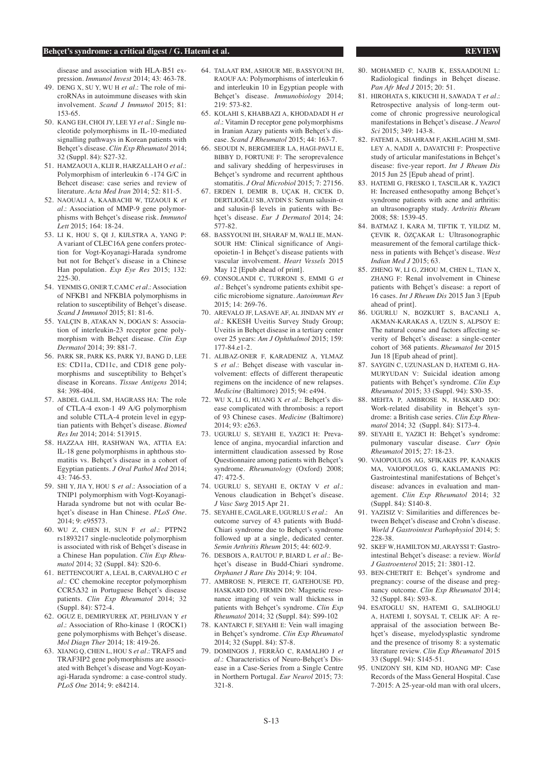disease and association with HLA-B51 expression. *Immunol Invest* 2014; 43: 463-78.

49. DENG X, SU Y, WU H *et al*.: The role of microRNAs in autoimmune diseases with skin involvement. *Scand J Immunol* 2015; 81: 153-65.
50. KANG EH, CHOI JY, LEE YJ *et al*.: Single nucleotide polymorphisms in IL-10-mediated signalling pathways in Korean patients with Behçet's disease. *Clin Exp Rheumatol* 2014; 32 (Suppl. 84): S27-32.
51. HAMZAOUI A, KLII R, HARZALLAH O *et al*.: Polymorphism of interleukin 6 -174 G/C in Behcet disease: case series and review of literature. *Acta Med Iran* 2014; 52: 811-5.
52. NAOUALI A, KAABACHI W, TIZAOUI K *et al*.: Association of MMP-9 gene polymorphisms with Behçet's disease risk. *Immunol Lett* 2015; 164: 18-24.
53. LI K, HOU S, QI J, KIJLSTRA A, YANG P: A variant of CLEC16A gene confers protection for Vogt-Koyanagi-Harada syndrome but not for Behçet's disease in a Chinese Han population. *Exp Eye Res* 2015; 132: 225-30.
54. YENMIS G, ONER T, CAM C *et al*.: Association of NFKB1 and NFKBIA polymorphisms in relation to susceptibility of Behçet's disease. *Scand J Immunol* 2015; 81: 81-6.
55. YALÇIN B, ATAKAN N, DOGAN S: Association of interleukin-23 receptor gene polymorphism with Behçet disease. *Clin Exp Dermatol* 2014; 39: 881-7.
56. PARK SR, PARK KS, PARK YJ, BANG D, LEE ES: CD11a, CD11c, and CD18 gene polymorphisms and susceptibility to Behçet's disease in Koreans. *Tissue Antigens* 2014; 84: 398-404.
57. ABDEL GALIL SM, HAGRASS HA: The role of CTLA-4 exon-1 49 A/G polymorphism and soluble CTLA-4 protein level in Egyptian patients with Behçet's disease. *Biomed Res Int* 2014; 2014: 513915.
58. HAZZAA HH, RASHWAN WA, ATTIA EA: IL-18 gene polymorphisms in aphthous stomatitis vs. Behçet's disease in a cohort of Egyptian patients. *J Oral Pathol Med* 2014; 43: 746-53.
59. SHI Y, JIA Y, HOU S *et al*.: Association of a TNIP1 polymorphism with Vogt-Koyanagi-Harada syndrome but not with ocular Behçet's disease in Han Chinese. *PLoS One*. 2014; 9: e95573.
60. WU Z, CHEN H, SUN F *et al*.: PTPN2 rs1893217 single-nucleotide polymorphism is associated with risk of Behçet's disease in a Chinese Han population. *Clin Exp Rheumatol* 2014; 32 (Suppl. 84): S20-6.
61. BETTENCOURT A, LEAL B, CARVALHO C *et al*.: CC chemokine receptor polymorphism CCR5Δ32 in Portuguese Behçet's disease patients. *Clin Exp Rheumatol* 2014; 32 (Suppl. 84): S72-4.
62. OGUZ E, DEMIRYUREK AT, PEHLIVAN Y *et al*.: Association of Rho-kinase 1 (ROCK1) gene polymorphisms with Behçet's disease. *Mol Diagn Ther* 2014; 18: 419-26.
63. XIANG Q, CHEN L, HOU S *et al*.: TRAF5 and TRAF3IP2 gene polymorphisms are associated with Behçet's disease and Vogt-Koyanagi-Harada syndrome: a case-control study. *PLoS One* 2014; 9: e84214.
64. TALAAT RM, ASHOUR ME, BASSYOUNI IH, RAOUF AA: Polymorphisms of interleukin 6 and interleukin 10 in Egyptian people with Behçet's disease. *Immunobiology* 2014; 219: 573-82.
65. KOLAHI S, KHABBAZI A, KHODADADI H *et al*.: Vitamin D receptor gene polymorphisms in Iranian Azary patients with Behçet's disease. *Scand J Rheumatol* 2015; 44: 163-7.
66. SEOUDI N, BERGMEIER LA, HAGI-PAVLI E, BIBBY D, FORTUNE F: The seroprevalence and salivary shedding of herpesviruses in Behçet's syndrome and recurrent aphthous stomatitis. *J Oral Microbiol* 2015; 7: 27156.
67. ERDEN I, DEMIR B, UÇAK H, CICEK D, DERTLIOĞLU SB, AYDIN S: Serum salusin-α and salusin-β levels in patients with Behçet's disease. *Eur J Dermatol* 2014; 24: 577-82.
68. BASSYOUNI IH, SHARAF M, WALI IE, MANSOUR HM: Clinical significance of Angiopoietin-1 in Behçet's disease patients with vascular involvement. *Heart Vessels* 2015 May 12 [Epub ahead of print].
69. CONSOLANDI C, TURRONI S, EMMI G *et al*.: Behçet's syndrome patients exhibit specific microbiome signature. *Autoimmun Rev* 2015; 14: 269-76.
70. AREVALO JF, LASAVE AF, AL JINDAN MY *et al*.: KKESH Uveitis Survey Study Group; Uveitis in Behçet disease in a tertiary center over 25 years: *Am J Ophthalmol* 2015; 159: 177-84.e1-2.
71. ALIBAZ-ONER F, KARADENIZ A, YLMAZ S *et al*.: Behçet disease with vascular involvement: effects of different therapeutic regimens on the incidence of new relapses. *Medicine* (Baltimore) 2015; 94: e494.
72. WU X, LI G, HUANG X *et al*.: Behçet's disease complicated with thrombosis: a report of 93 Chinese cases. *Medicine* (Baltimore) 2014; 93: e263.
73. UGURLU S, SEYAHI E, YAZICI H: Prevalence of angina, myocardial infarction and intermittent claudication assessed by Rose Questionnaire among patients with Behçet's syndrome. *Rheumatology* (Oxford) 2008; 47: 472-5.
74. UGURLU S, SEYAHI E, OKTAY V *et al*.: Venous claudication in Behçet's disease. *J Vasc Surg* 2015 Apr 21.
75. SEYAHI E, CAGLAR E, UGURLU S *et al*.: An outcome survey of 43 patients with Budd-Chiari syndrome due to Behçet's syndrome followed up at a single, dedicated center. *Semin Arthritis Rheum* 2015; 44: 602-9.
76. DESBOIS A, RAUTOU P, BIARD L *et al*.: Behçet's disease in Budd-Chiari syndrome. *Orphanet J Rare Dis* 2014; 9: 104.
77. AMBROSE N, PIERCE IT, GATEHOUSE PD, HASKARD DO, FIRMIN DN: Magnetic resonance imaging of vein wall thickness in patients with Behçet's syndrome. *Clin Exp Rheumatol* 2014; 32 (Suppl. 84): S99-102
78. KANTARCI F, SEYAHI E: Vein wall imaging in Behçet's syndrome. *Clin Exp Rheumatol* 2014; 32 (Suppl. 84): S7-8.
79. DOMINGOS J, FERRÃO C, RAMALHO J *et al*.: Characteristics of Neuro-Behçet's Disease in a Case-Series from a Single Centre in Northern Portugal. *Eur Neurol* 2015; 73: 321-8.
80. MOHAMED C, NAJIB K, ESSAADOUNI L: Radiological findings in Behçet disease. *Pan Afr Med J* 2015; 20: 51.
81. HIROHATA S, KIKUCHI H, SAWADA T *et al*.: Retrospective analysis of long-term outcome of chronic progressive neurological manifestations in Behçet's disease. *J Neurol Sci* 2015; 349: 143-8.
82. FATEMI A, SHAHRAM F, AKHLAGHI M, SMILEY A, NADJI A, DAVATCHI F: Prospective study of articular manifestations in Behçet's disease: five-year report. *Int J Rheum Dis* 2015 Jun 25 [Epub ahead of print].
83. HATEMI G, FRESKO I, TASCILAR K, YAZICI H: Increased enthesopathy among Behçet's syndrome patients with acne and arthritis: an ultrasonography study. *Arthritis Rheum* 2008; 58: 1539-45.
84. BATMAZ I, KARA M, TIFTIK T, YILDIZ M, ÇEVIK R, ÖZÇAKAR L: Ultrasonographic measurement of the femoral cartilage thickness in patients with Behçet's disease. *West Indian Med J* 2015; 63.
85. ZHENG W, LI G, ZHOU M, CHEN L, TIAN X, ZHANG F: Renal involvement in Chinese patients with Behçet's disease: a report of 16 cases. *Int J Rheum Dis* 2015 Jan 3 [Epub ahead of print].
86. UGURLU N, BOZKURT S, BACANLI A, AKMAN-KARAKAS A, UZUN S, ALPSOY E: The natural course and factors affecting severity of Behçet's disease: a single-center cohort of 368 patients. *Rheumatol Int* 2015 Jun 18 [Epub ahead of print].
87. SAYGIN C, UZUNASLAN D, HATEMI G, HAMURYUDAN V: Suicidal ideation among patients with Behçet's syndrome. *Clin Exp Rheumatol* 2015; 33 (Suppl. 94): S30-35.
88. MEHTA P, AMBROSE N, HASKARD DO: Work-related disability in Behçet's syndrome: a British case series. *Clin Exp Rheumatol* 2014; 32 (Suppl. 84): S173-4.
89. SEYAHI E, YAZICI H: Behçet's syndrome: pulmonary vascular disease. *Curr Opin Rheumatol* 2015; 27: 18-23.
90. VAIOPOULOS AG, SFIKAKIS PP, KANAKIS MA, VAIOPOULOS G, KAKLAMANIS PG: Gastrointestinal manifestations of Behçet's disease: advances in evaluation and management. *Clin Exp Rheumatol* 2014; 32 (Suppl. 84): S140-8.
91. YAZISIZ V: Similarities and differences between Behçet's disease and Crohn's disease. *World J Gastrointest Pathophysiol* 2014; 5: 228-38.
92. SKEF W, HAMILTON MJ, ARAYSSI T: Gastrointestinal Behçet's disease: a review. *World J Gastroenterol* 2015; 21: 3801-12.
93. BEN-CHETRIT E: Behçet's syndrome and pregnancy: course of the disease and pregnancy outcome. *Clin Exp Rheumatol* 2014; 32 (Suppl. 84): S93-8.
94. ESATOGLU SN, HATEMI G, SALIHOGLU A, HATEMI I, SOYSAL T, CELIK AF: A reappraisal of the association between Behçet's disease, myelodysplastic syndrome and the presence of trisomy 8: a systematic literature review. *Clin Exp Rheumatol* 2015 33 (Suppl. 94): S145-51.
95. UNIZONY SH, KIM ND, HOANG MP: Case Records of the Mass General Hospital. Case 7-2015: A 25-year-old man with oral ulcers,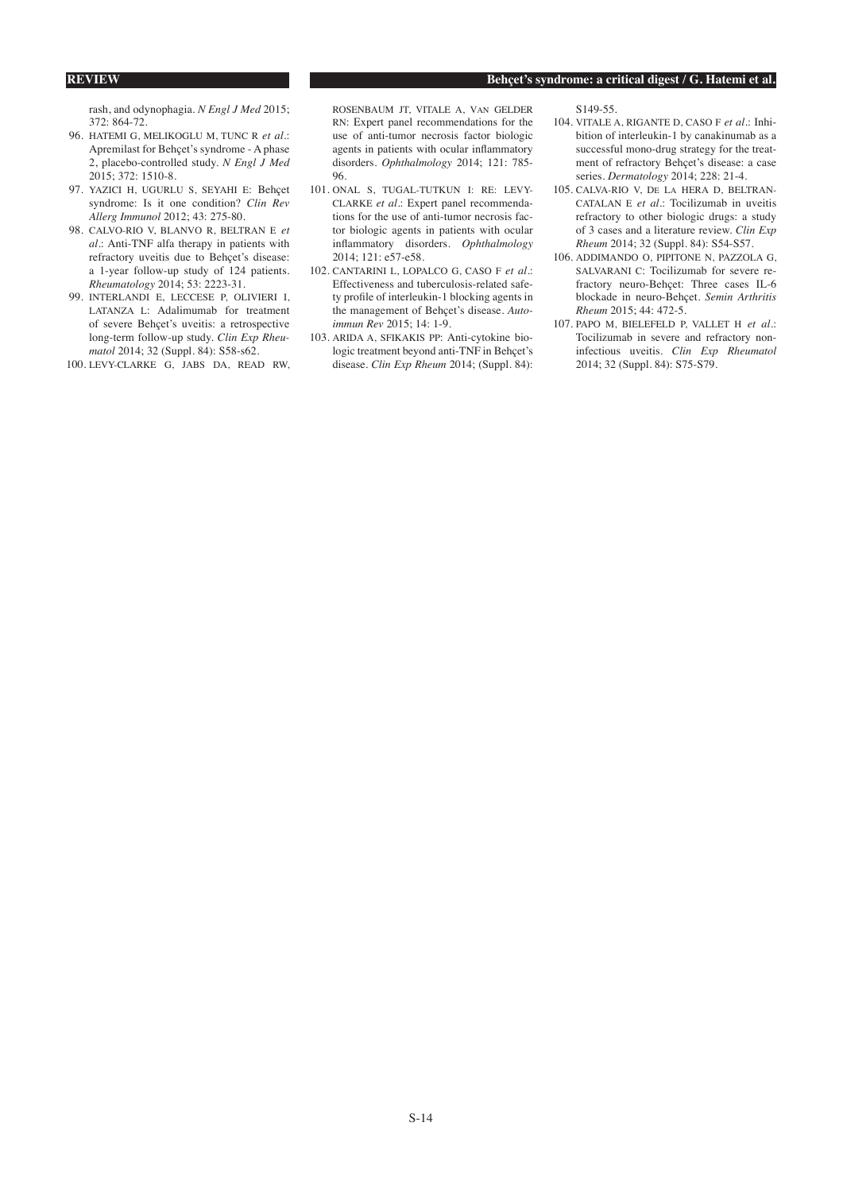rash, and odynophagia. *N Engl J Med* 2015; 372: 864-72.

96. HATEMI G, MELIKOGLU M, TUNC R *et al.*: Apremilast for Behçet's syndrome - A phase 2, placebo-controlled study. *N Engl J Med* 2015; 372: 1510-8.
97. YAZICI H, UGURLU S, SEYAHI E: Behçet syndrome: Is it one condition? *Clin Rev Allerg Immunol* 2012; 43: 275-80.
98. CALVO-RIO V, BLANVO R, BELTRAN E *et al.*: Anti-TNF alfa therapy in patients with refractory uveitis due to Behçet's disease: a 1-year follow-up study of 124 patients. *Rheumatology* 2014; 53: 2223-31.
99. INTERLANDI E, LECCESE P, OLIVIERI I, LATANZA L: Adalimumab for treatment of severe Behçet's uveitis: a retrospective long-term follow-up study. *Clin Exp Rheumatol* 2014; 32 (Suppl. 84): S58-s62.
100. LEVY-CLARKE G, JABS DA, READ RW, ROSENBAUM JT, VITALE A, VAN GELDER RN: Expert panel recommendations for the use of anti-tumor necrosis factor biologic agents in patients with ocular inflammatory disorders. *Ophthalmology* 2014; 121: 785-96.
101. ONAL S, TUGAL-TUTKUN I: RE: LEVY-CLARKE *et al.*: Expert panel recommendations for the use of anti-tumor necrosis factor biologic agents in patients with ocular inflammatory disorders. *Ophthalmology* 2014; 121: e57-e58.
102. CANTARINI L, LOPALCO G, CASO F *et al.*: Effectiveness and tuberculosis-related safety profile of interleukin-1 blocking agents in the management of Behçet's disease. *Autoimmun Rev* 2015; 14: 1-9.
103. ARIDA A, SFIKAKIS PP: Anti-cytokine biologic treatment beyond anti-TNF in Behçet's disease. *Clin Exp Rheum* 2014; (Suppl. 84): S149-55.
104. VITALE A, RIGANTE D, CASO F *et al.*: Inhibition of interleukin-1 by canakinumab as a successful mono-drug strategy for the treatment of refractory Behçet's disease: a case series. *Dermatology* 2014; 228: 21-4.
105. CALVA-RIO V, DE LA HERA D, BELTRAN-CATALAN E *et al.*: Tocilizumab in uveitis refractory to other biologic drugs: a study of 3 cases and a literature review. *Clin Exp Rheum* 2014; 32 (Suppl. 84): S54-S57.
106. ADDIMANDO O, PIPITONE N, PAZZOLA G, SALVARANI C: Tocilizumab for severe refractory neuro-Behçet: Three cases IL-6 blockade in neuro-Behçet. *Semin Arthritis Rheum* 2015; 44: 472-5.
107. PAPO M, BIELEFELD P, VALLET H *et al.*: Tocilizumab in severe and refractory non-infectious uveitis. *Clin Exp Rheumatol* 2014; 32 (Suppl. 84): S75-S79.